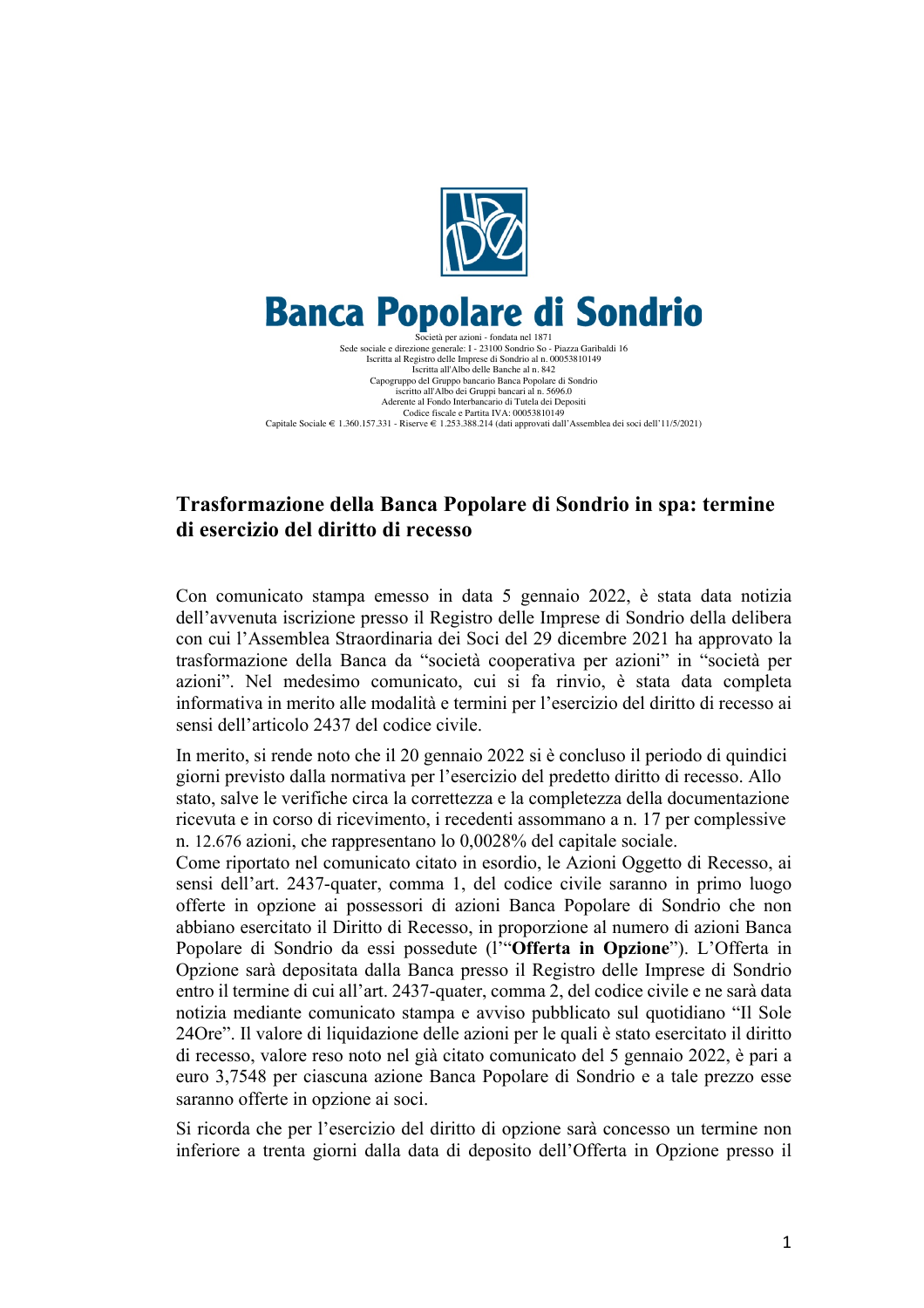**Banca Popolare di Sondrio**

Società per azioni - fondata nel 1871
Sede sociale e direzione generale: I - 23100 Sondrio So - Piazza Garibaldi 16
Iscritta al Registro delle Imprese di Sondrio al n. 00053810149
Iscritta all'Albo delle Banche al n. 842
Capogruppo del Gruppo bancario Banca Popolare di Sondrio
iscritto all'Albo dei Gruppi bancari al n. 5696.0
Aderente al Fondo Interbancario di Tutela dei Depositi
Codice fiscale e Partita IVA: 00053810149
Capitale Sociale € 1.360.157.331 - Riserve € 1.253.388.214 (dati approvati dall'Assemblea dei soci dell'11/5/2021)

## Trasformazione della Banca Popolare di Sondrio in spa: termine di esercizio del diritto di recesso

Con comunicato stampa emesso in data 5 gennaio 2022, è stata data notizia dell'avvenuta iscrizione presso il Registro delle Imprese di Sondrio della delibera con cui l'Assemblea Straordinaria dei Soci del 29 dicembre 2021 ha approvato la trasformazione della Banca da "società cooperativa per azioni" in "società per azioni". Nel medesimo comunicato, cui si fa rinvio, è stata data completa informativa in merito alle modalità e termini per l'esercizio del diritto di recesso ai sensi dell'articolo 2437 del codice civile.

In merito, si rende noto che il 20 gennaio 2022 si è concluso il periodo di quindici giorni previsto dalla normativa per l'esercizio del predetto diritto di recesso. Allo stato, salve le verifiche circa la correttezza e la completezza della documentazione ricevuta e in corso di ricevimento, i recedenti assommano a n. 17 per complessive n. 12.676 azioni, che rappresentano lo 0,0028% del capitale sociale.
Come riportato nel comunicato citato in esordio, le Azioni Oggetto di Recesso, ai sensi dell'art. 2437-quater, comma 1, del codice civile saranno in primo luogo offerte in opzione ai possessori di azioni Banca Popolare di Sondrio che non abbiano esercitato il Diritto di Recesso, in proporzione al numero di azioni Banca Popolare di Sondrio da essi possedute (l'"**Offerta in Opzione**"). L'Offerta in Opzione sarà depositata dalla Banca presso il Registro delle Imprese di Sondrio entro il termine di cui all'art. 2437-quater, comma 2, del codice civile e ne sarà data notizia mediante comunicato stampa e avviso pubblicato sul quotidiano "Il Sole 24Ore". Il valore di liquidazione delle azioni per le quali è stato esercitato il diritto di recesso, valore reso noto nel già citato comunicato del 5 gennaio 2022, è pari a euro 3,7548 per ciascuna azione Banca Popolare di Sondrio e a tale prezzo esse saranno offerte in opzione ai soci.

Si ricorda che per l'esercizio del diritto di opzione sarà concesso un termine non inferiore a trenta giorni dalla data di deposito dell'Offerta in Opzione presso il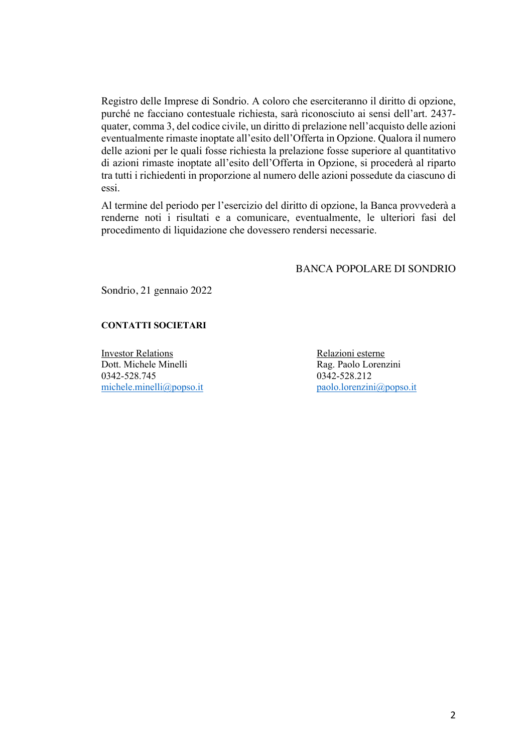Registro delle Imprese di Sondrio. A coloro che eserciteranno il diritto di opzione, purché ne facciano contestuale richiesta, sarà riconosciuto ai sensi dell'art. 2437-quater, comma 3, del codice civile, un diritto di prelazione nell'acquisto delle azioni eventualmente rimaste inoptate all'esito dell'Offerta in Opzione. Qualora il numero delle azioni per le quali fosse richiesta la prelazione fosse superiore al quantitativo di azioni rimaste inoptate all'esito dell'Offerta in Opzione, si procederà al riparto tra tutti i richiedenti in proporzione al numero delle azioni possedute da ciascuno di essi.

Al termine del periodo per l'esercizio del diritto di opzione, la Banca provvederà a renderne noti i risultati e a comunicare, eventualmente, le ulteriori fasi del procedimento di liquidazione che dovessero rendersi necessarie.

BANCA POPOLARE DI SONDRIO

Sondrio, 21 gennaio 2022

**CONTATTI SOCIETARI**

Investor Relations
Dott. Michele Minelli
0342-528.745
michele.minelli@popso.it

Relazioni esterne
Rag. Paolo Lorenzini
0342-528.212
paolo.lorenzini@popso.it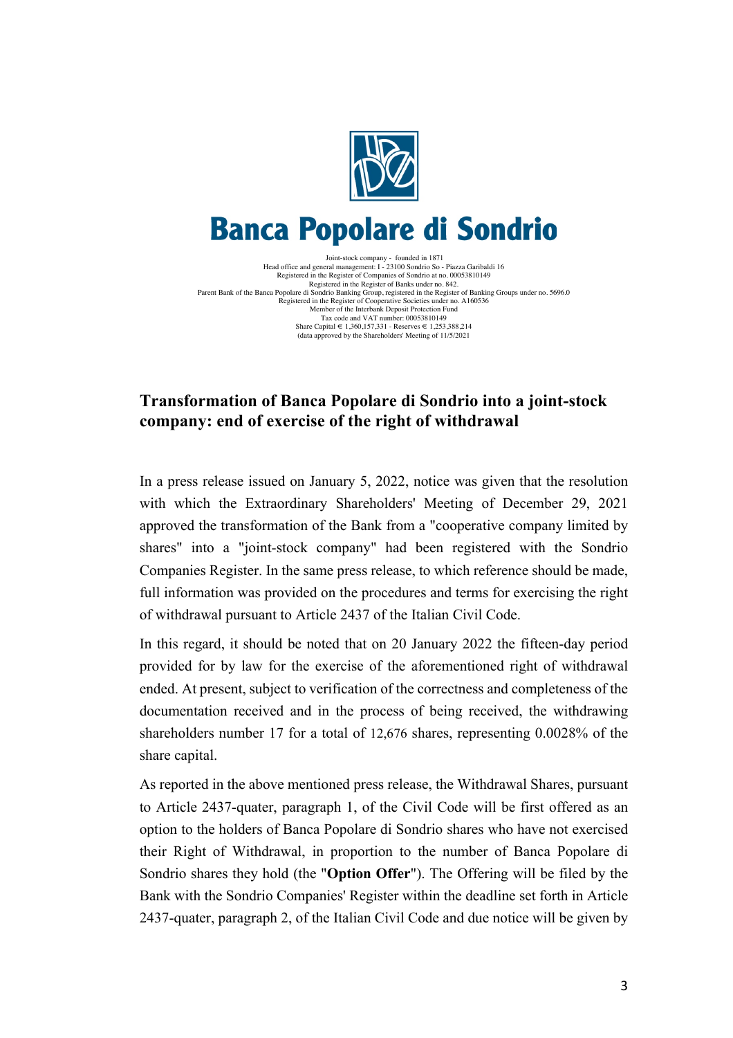# Banca Popolare di Sondrio

Joint-stock company - founded in 1871
Head office and general management: I - 23100 Sondrio So - Piazza Garibaldi 16
Registered in the Register of Companies of Sondrio at no. 00053810149
Registered in the Register of Banks under no. 842.
Parent Bank of the Banca Popolare di Sondrio Banking Group, registered in the Register of Banking Groups under no. 5696.0
Registered in the Register of Cooperative Societies under no. A160536
Member of the Interbank Deposit Protection Fund
Tax code and VAT number: 00053810149
Share Capital € 1,360,157,331 - Reserves € 1,253,388,214
(data approved by the Shareholders' Meeting of 11/5/2021

## Transformation of Banca Popolare di Sondrio into a joint-stock company: end of exercise of the right of withdrawal

In a press release issued on January 5, 2022, notice was given that the resolution with which the Extraordinary Shareholders' Meeting of December 29, 2021 approved the transformation of the Bank from a "cooperative company limited by shares" into a "joint-stock company" had been registered with the Sondrio Companies Register. In the same press release, to which reference should be made, full information was provided on the procedures and terms for exercising the right of withdrawal pursuant to Article 2437 of the Italian Civil Code.

In this regard, it should be noted that on 20 January 2022 the fifteen-day period provided for by law for the exercise of the aforementioned right of withdrawal ended. At present, subject to verification of the correctness and completeness of the documentation received and in the process of being received, the withdrawing shareholders number 17 for a total of 12,676 shares, representing 0.0028% of the share capital.

As reported in the above mentioned press release, the Withdrawal Shares, pursuant to Article 2437-quater, paragraph 1, of the Civil Code will be first offered as an option to the holders of Banca Popolare di Sondrio shares who have not exercised their Right of Withdrawal, in proportion to the number of Banca Popolare di Sondrio shares they hold (the "**Option Offer**"). The Offering will be filed by the Bank with the Sondrio Companies' Register within the deadline set forth in Article 2437-quater, paragraph 2, of the Italian Civil Code and due notice will be given by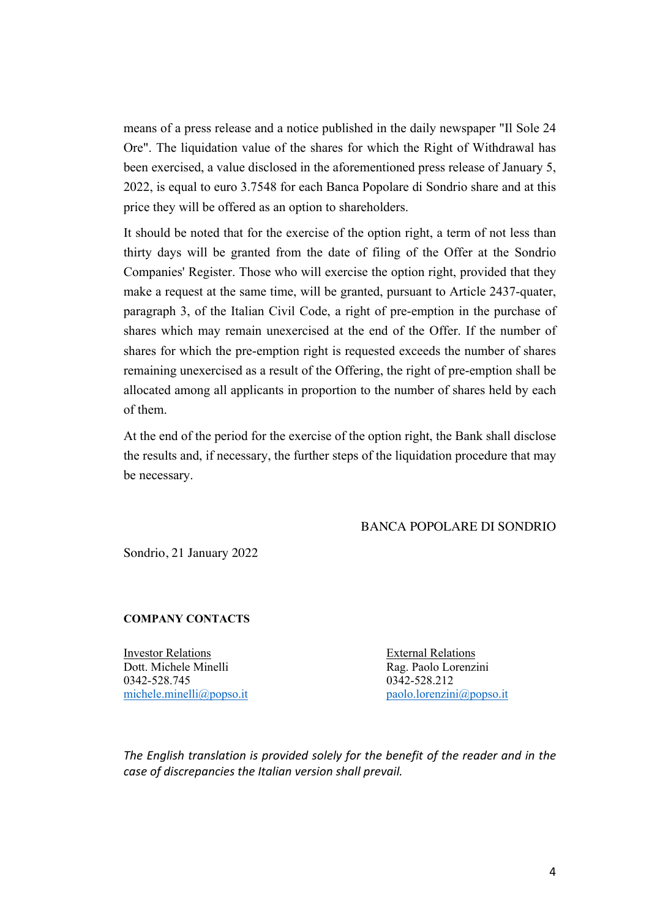means of a press release and a notice published in the daily newspaper "Il Sole 24 Ore". The liquidation value of the shares for which the Right of Withdrawal has been exercised, a value disclosed in the aforementioned press release of January 5, 2022, is equal to euro 3.7548 for each Banca Popolare di Sondrio share and at this price they will be offered as an option to shareholders.

It should be noted that for the exercise of the option right, a term of not less than thirty days will be granted from the date of filing of the Offer at the Sondrio Companies' Register. Those who will exercise the option right, provided that they make a request at the same time, will be granted, pursuant to Article 2437-quater, paragraph 3, of the Italian Civil Code, a right of pre-emption in the purchase of shares which may remain unexercised at the end of the Offer. If the number of shares for which the pre-emption right is requested exceeds the number of shares remaining unexercised as a result of the Offering, the right of pre-emption shall be allocated among all applicants in proportion to the number of shares held by each of them.

At the end of the period for the exercise of the option right, the Bank shall disclose the results and, if necessary, the further steps of the liquidation procedure that may be necessary.

BANCA POPOLARE DI SONDRIO

Sondrio, 21 January 2022

**COMPANY CONTACTS**

Investor Relations
Dott. Michele Minelli
0342-528.745
michele.minelli@popso.it

External Relations
Rag. Paolo Lorenzini
0342-528.212
paolo.lorenzini@popso.it

*The English translation is provided solely for the benefit of the reader and in the case of discrepancies the Italian version shall prevail.*